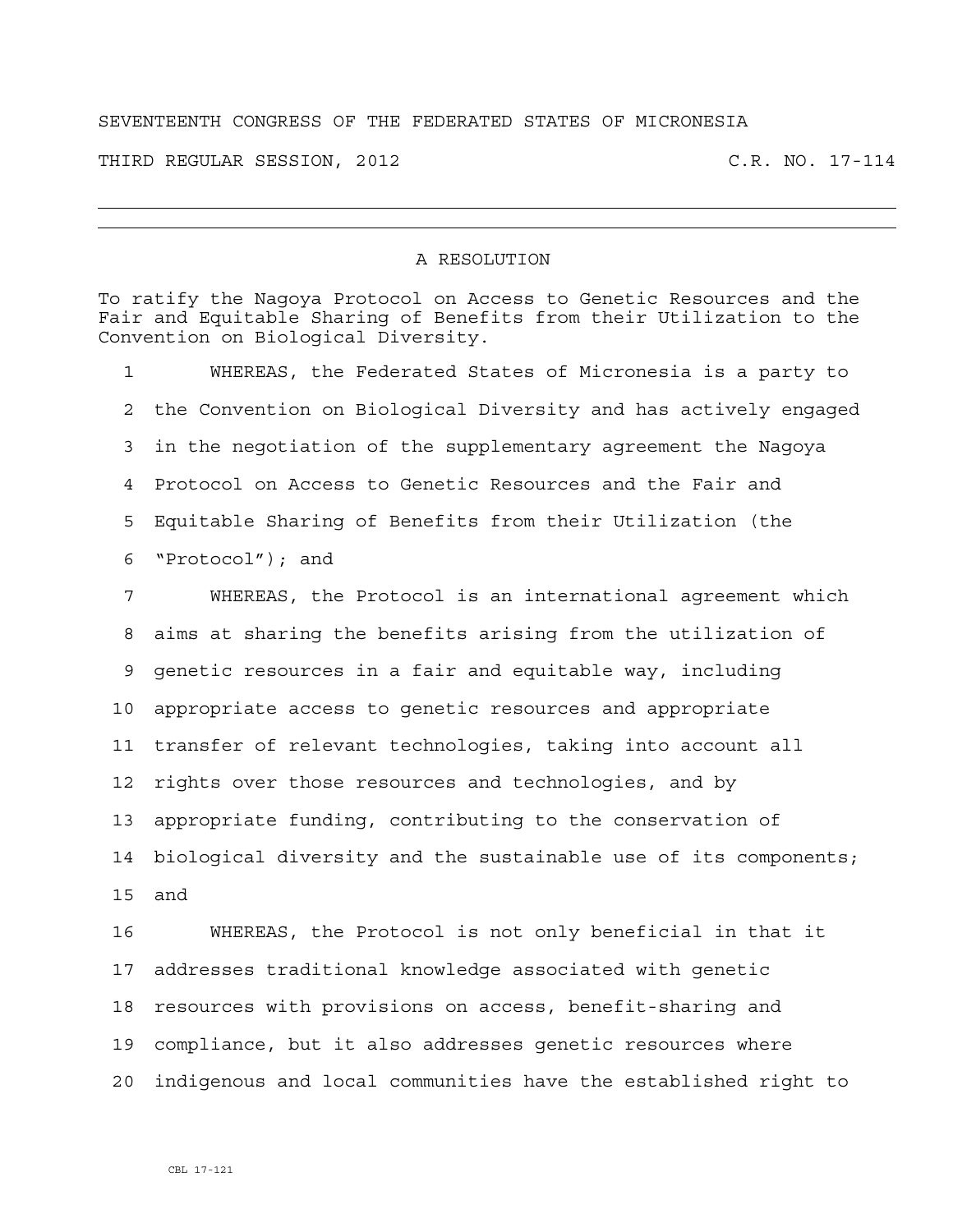SEVENTEENTH CONGRESS OF THE FEDERATED STATES OF MICRONESIA

THIRD REGULAR SESSION, 2012 C.R. NO. 17-114

---

## A RESOLUTION

To ratify the Nagoya Protocol on Access to Genetic Resources and the Fair and Equitable Sharing of Benefits from their Utilization to the Convention on Biological Diversity.

1 WHEREAS, the Federated States of Micronesia is a party to
2 the Convention on Biological Diversity and has actively engaged
3 in the negotiation of the supplementary agreement the Nagoya
4 Protocol on Access to Genetic Resources and the Fair and
5 Equitable Sharing of Benefits from their Utilization (the
6 "Protocol"); and

7 WHEREAS, the Protocol is an international agreement which
8 aims at sharing the benefits arising from the utilization of
9 genetic resources in a fair and equitable way, including
10 appropriate access to genetic resources and appropriate
11 transfer of relevant technologies, taking into account all
12 rights over those resources and technologies, and by
13 appropriate funding, contributing to the conservation of
14 biological diversity and the sustainable use of its components;
15 and

16 WHEREAS, the Protocol is not only beneficial in that it
17 addresses traditional knowledge associated with genetic
18 resources with provisions on access, benefit-sharing and
19 compliance, but it also addresses genetic resources where
20 indigenous and local communities have the established right to

CBL 17-121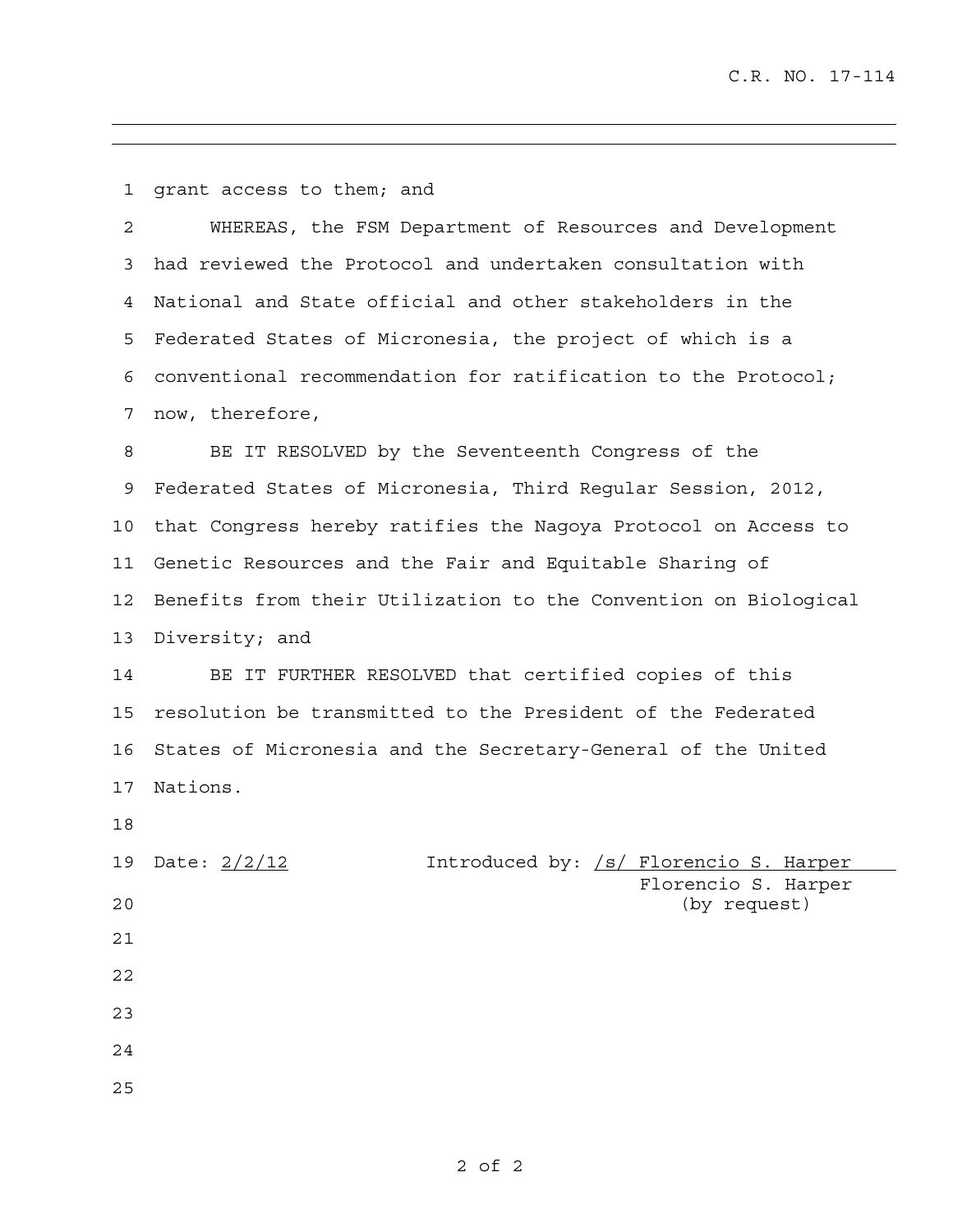grant access to them; and

WHEREAS, the FSM Department of Resources and Development had reviewed the Protocol and undertaken consultation with National and State official and other stakeholders in the Federated States of Micronesia, the project of which is a conventional recommendation for ratification to the Protocol; now, therefore,

BE IT RESOLVED by the Seventeenth Congress of the Federated States of Micronesia, Third Regular Session, 2012, that Congress hereby ratifies the Nagoya Protocol on Access to Genetic Resources and the Fair and Equitable Sharing of Benefits from their Utilization to the Convention on Biological Diversity; and

BE IT FURTHER RESOLVED that certified copies of this resolution be transmitted to the President of the Federated States of Micronesia and the Secretary-General of the United Nations.

Date: 2/2/12

Introduced by: /s/ Florencio S. Harper
Florencio S. Harper
(by request)